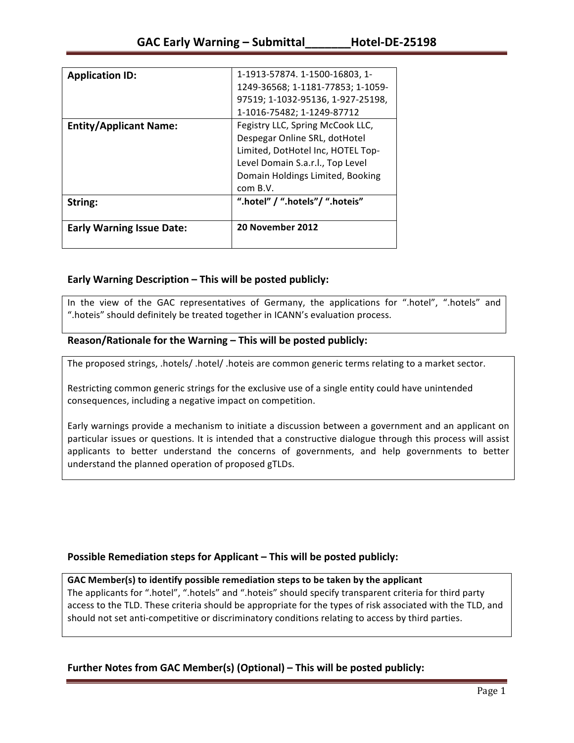# GAC Early Warning – Submittal_______Hotel-DE-25198

| **Application ID:** | 1-1913-57874. 1-1500-16803, 1-1249-36568; 1-1181-77853; 1-1059-97519; 1-1032-95136, 1-927-25198, 1-1016-75482; 1-1249-87712 |
|---|---|
| **Entity/Applicant Name:** | Fegistry LLC, Spring McCook LLC, Despegar Online SRL, dotHotel Limited, DotHotel Inc, HOTEL Top-Level Domain S.a.r.l., Top Level Domain Holdings Limited, Booking com B.V. |
| **String:** | **".hotel" / ".hotels"/ ".hoteis"** |
| **Early Warning Issue Date:** | **20 November 2012** |

## Early Warning Description – This will be posted publicly:

In the view of the GAC representatives of Germany, the applications for ".hotel", ".hotels" and ".hoteis" should definitely be treated together in ICANN's evaluation process.

## Reason/Rationale for the Warning – This will be posted publicly:

The proposed strings, .hotels/ .hotel/ .hoteis are common generic terms relating to a market sector.

Restricting common generic strings for the exclusive use of a single entity could have unintended consequences, including a negative impact on competition.

Early warnings provide a mechanism to initiate a discussion between a government and an applicant on particular issues or questions. It is intended that a constructive dialogue through this process will assist applicants to better understand the concerns of governments, and help governments to better understand the planned operation of proposed gTLDs.

## Possible Remediation steps for Applicant – This will be posted publicly:

**GAC Member(s) to identify possible remediation steps to be taken by the applicant**

The applicants for ".hotel", ".hotels" and ".hoteis" should specify transparent criteria for third party access to the TLD. These criteria should be appropriate for the types of risk associated with the TLD, and should not set anti-competitive or discriminatory conditions relating to access by third parties.

## Further Notes from GAC Member(s) (Optional) – This will be posted publicly: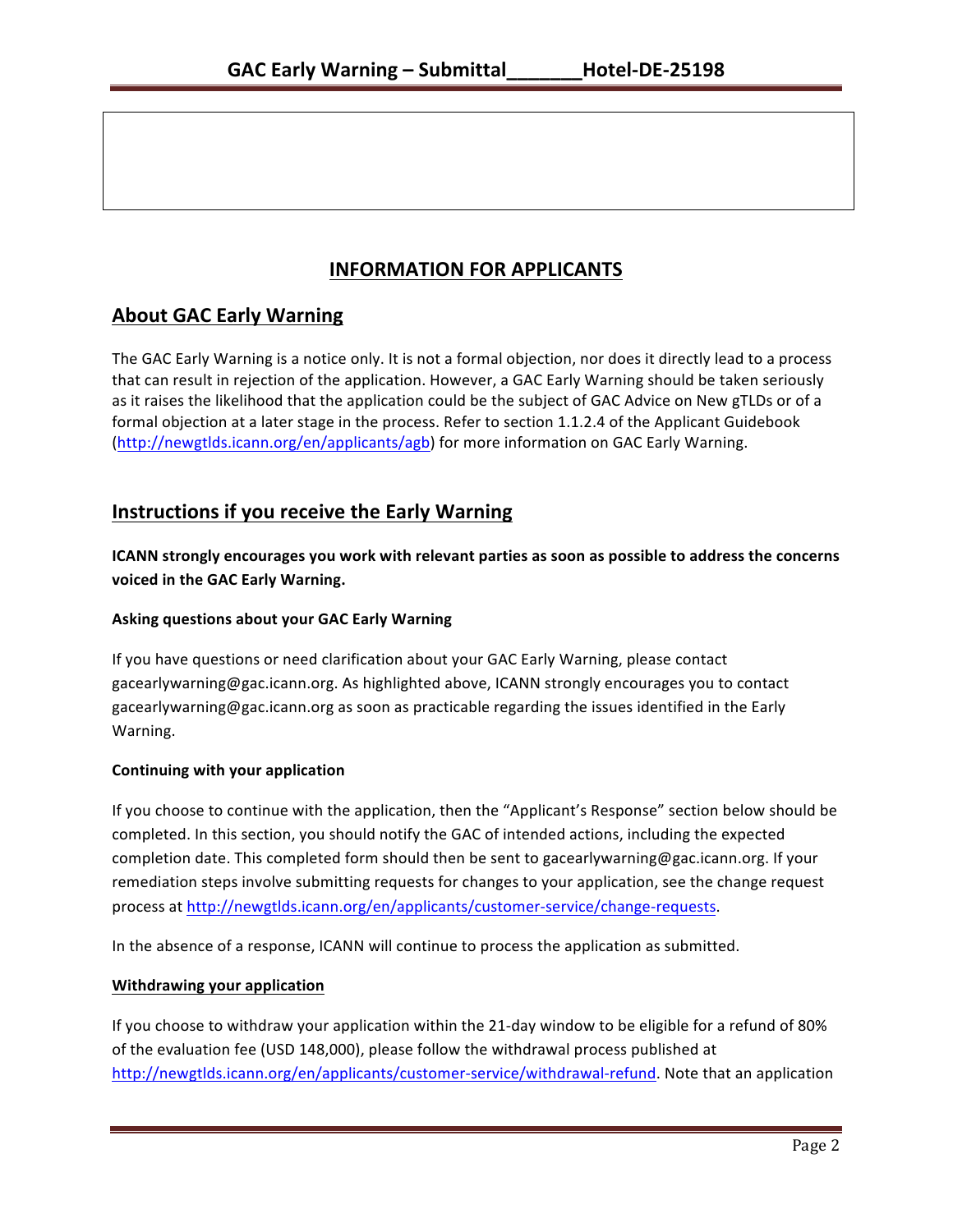## INFORMATION FOR APPLICANTS

## About GAC Early Warning

The GAC Early Warning is a notice only. It is not a formal objection, nor does it directly lead to a process that can result in rejection of the application. However, a GAC Early Warning should be taken seriously as it raises the likelihood that the application could be the subject of GAC Advice on New gTLDs or of a formal objection at a later stage in the process. Refer to section 1.1.2.4 of the Applicant Guidebook (http://newgtlds.icann.org/en/applicants/agb) for more information on GAC Early Warning.

## Instructions if you receive the Early Warning

**ICANN strongly encourages you work with relevant parties as soon as possible to address the concerns voiced in the GAC Early Warning.**

### Asking questions about your GAC Early Warning

If you have questions or need clarification about your GAC Early Warning, please contact gacearlywarning@gac.icann.org. As highlighted above, ICANN strongly encourages you to contact gacearlywarning@gac.icann.org as soon as practicable regarding the issues identified in the Early Warning.

### Continuing with your application

If you choose to continue with the application, then the "Applicant's Response" section below should be completed. In this section, you should notify the GAC of intended actions, including the expected completion date. This completed form should then be sent to gacearlywarning@gac.icann.org. If your remediation steps involve submitting requests for changes to your application, see the change request process at http://newgtlds.icann.org/en/applicants/customer-service/change-requests.

In the absence of a response, ICANN will continue to process the application as submitted.

### Withdrawing your application

If you choose to withdraw your application within the 21-day window to be eligible for a refund of 80% of the evaluation fee (USD 148,000), please follow the withdrawal process published at http://newgtlds.icann.org/en/applicants/customer-service/withdrawal-refund. Note that an application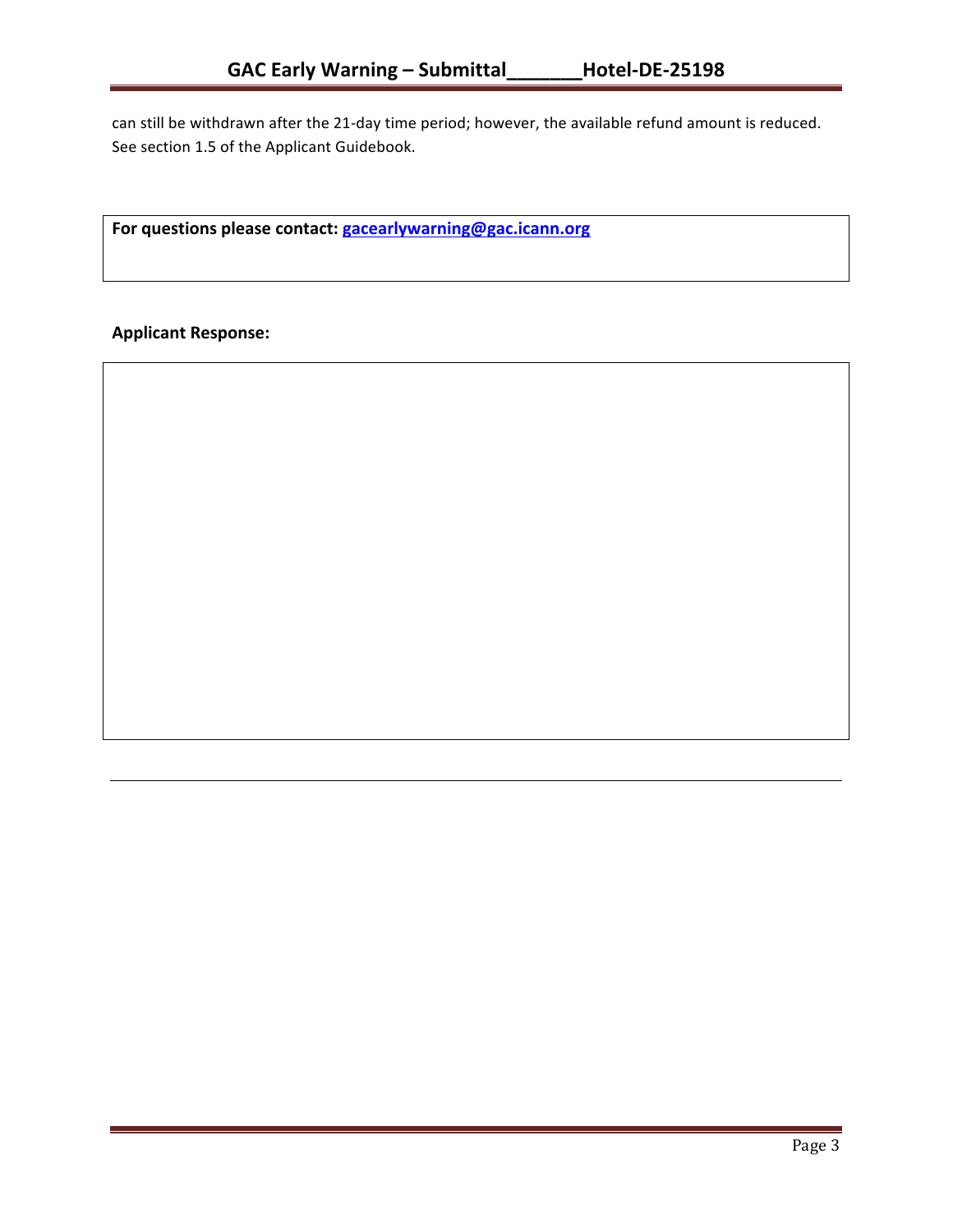can still be withdrawn after the 21-day time period; however, the available refund amount is reduced. See section 1.5 of the Applicant Guidebook.

**For questions please contact:** **gacearlywarning@gac.icann.org**

**Applicant Response:**